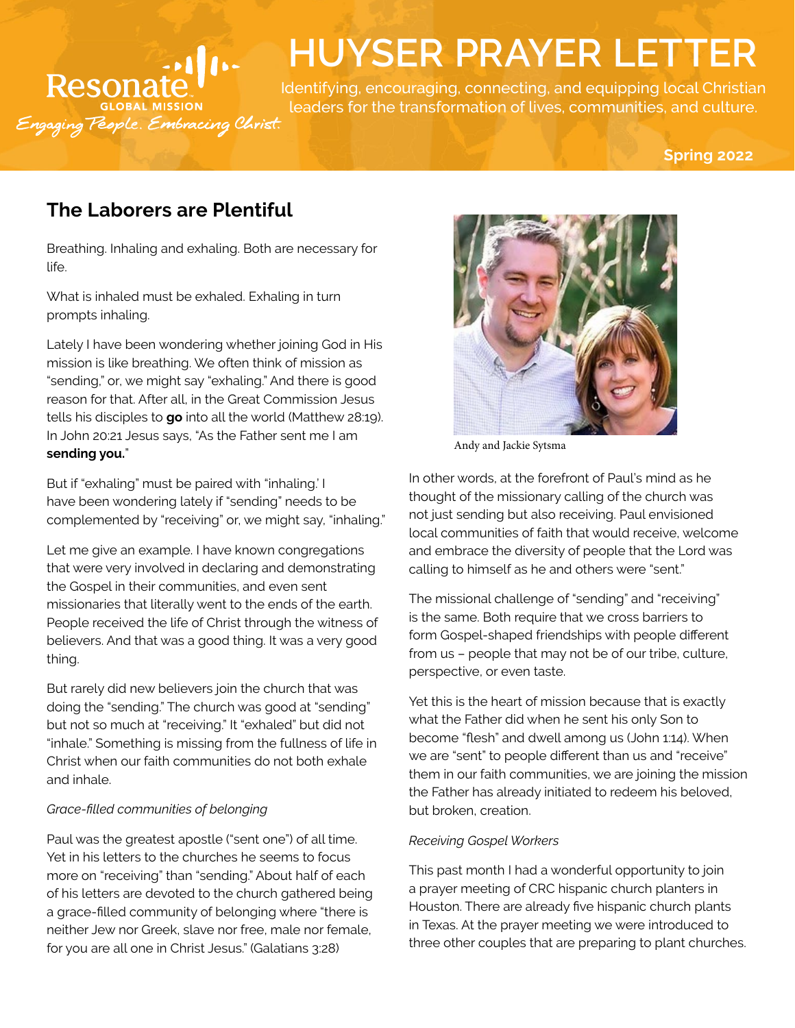Resonate GLOBAL MISSION

*Engaging People. Embracing Christ.*

# HUYSER PRAYER LETTER

Identifying, encouraging, connecting, and equipping local Christian leaders for the transformation of lives, communities, and culture.

**Spring 2022**

## The Laborers are Plentiful

Breathing. Inhaling and exhaling. Both are necessary for life.

What is inhaled must be exhaled. Exhaling in turn prompts inhaling.

Lately I have been wondering whether joining God in His mission is like breathing. We often think of mission as "sending," or, we might say "exhaling." And there is good reason for that. After all, in the Great Commission Jesus tells his disciples to **go** into all the world (Matthew 28:19). In John 20:21 Jesus says, "As the Father sent me I am **sending you.**"

But if "exhaling" must be paired with "inhaling,' I have been wondering lately if "sending" needs to be complemented by "receiving" or, we might say, "inhaling."

Let me give an example. I have known congregations that were very involved in declaring and demonstrating the Gospel in their communities, and even sent missionaries that literally went to the ends of the earth. People received the life of Christ through the witness of believers. And that was a good thing. It was a very good thing.

But rarely did new believers join the church that was doing the "sending." The church was good at "sending" but not so much at "receiving." It "exhaled" but did not "inhale." Something is missing from the fullness of life in Christ when our faith communities do not both exhale and inhale.

*Grace-filled communities of belonging*

Paul was the greatest apostle ("sent one") of all time. Yet in his letters to the churches he seems to focus more on "receiving" than "sending." About half of each of his letters are devoted to the church gathered being a grace-filled community of belonging where "there is neither Jew nor Greek, slave nor free, male nor female, for you are all one in Christ Jesus." (Galatians 3:28)

Andy and Jackie Sytsma

In other words, at the forefront of Paul's mind as he thought of the missionary calling of the church was not just sending but also receiving. Paul envisioned local communities of faith that would receive, welcome and embrace the diversity of people that the Lord was calling to himself as he and others were "sent."

The missional challenge of "sending" and "receiving" is the same. Both require that we cross barriers to form Gospel-shaped friendships with people different from us – people that may not be of our tribe, culture, perspective, or even taste.

Yet this is the heart of mission because that is exactly what the Father did when he sent his only Son to become "flesh" and dwell among us (John 1:14). When we are "sent" to people different than us and "receive" them in our faith communities, we are joining the mission the Father has already initiated to redeem his beloved, but broken, creation.

*Receiving Gospel Workers*

This past month I had a wonderful opportunity to join a prayer meeting of CRC hispanic church planters in Houston. There are already five hispanic church plants in Texas. At the prayer meeting we were introduced to three other couples that are preparing to plant churches.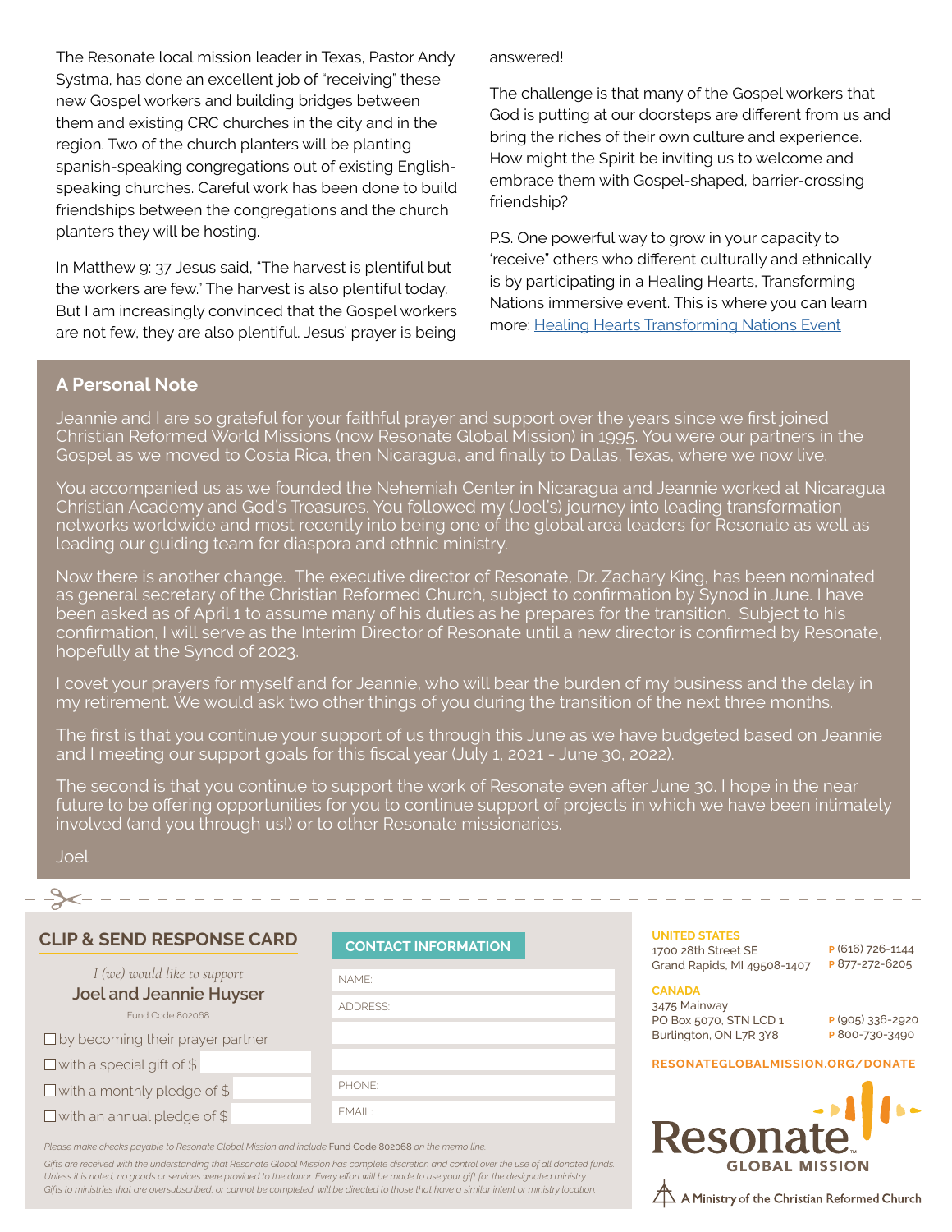The Resonate local mission leader in Texas, Pastor Andy Systma, has done an excellent job of "receiving" these new Gospel workers and building bridges between them and existing CRC churches in the city and in the region. Two of the church planters will be planting spanish-speaking congregations out of existing English-speaking churches. Careful work has been done to build friendships between the congregations and the church planters they will be hosting.

In Matthew 9: 37 Jesus said, "The harvest is plentiful but the workers are few." The harvest is also plentiful today. But I am increasingly convinced that the Gospel workers are not few, they are also plentiful. Jesus' prayer is being answered!

The challenge is that many of the Gospel workers that God is putting at our doorsteps are different from us and bring the riches of their own culture and experience. How might the Spirit be inviting us to welcome and embrace them with Gospel-shaped, barrier-crossing friendship?

P.S. One powerful way to grow in your capacity to 'receive" others who different culturally and ethnically is by participating in a Healing Hearts, Transforming Nations immersive event. This is where you can learn more: Healing Hearts Transforming Nations Event

## A Personal Note

Jeannie and I are so grateful for your faithful prayer and support over the years since we first joined Christian Reformed World Missions (now Resonate Global Mission) in 1995. You were our partners in the Gospel as we moved to Costa Rica, then Nicaragua, and finally to Dallas, Texas, where we now live.

You accompanied us as we founded the Nehemiah Center in Nicaragua and Jeannie worked at Nicaragua Christian Academy and God's Treasures. You followed my (Joel's) journey into leading transformation networks worldwide and most recently into being one of the global area leaders for Resonate as well as leading our guiding team for diaspora and ethnic ministry.

Now there is another change. The executive director of Resonate, Dr. Zachary King, has been nominated as general secretary of the Christian Reformed Church, subject to confirmation by Synod in June. I have been asked as of April 1 to assume many of his duties as he prepares for the transition. Subject to his confirmation, I will serve as the Interim Director of Resonate until a new director is confirmed by Resonate, hopefully at the Synod of 2023.

I covet your prayers for myself and for Jeannie, who will bear the burden of my business and the delay in my retirement. We would ask two other things of you during the transition of the next three months.

The first is that you continue your support of us through this June as we have budgeted based on Jeannie and I meeting our support goals for this fiscal year (July 1, 2021 - June 30, 2022).

The second is that you continue to support the work of Resonate even after June 30. I hope in the near future to be offering opportunities for you to continue support of projects in which we have been intimately involved (and you through us!) or to other Resonate missionaries.

Joel

## CLIP & SEND RESPONSE CARD

*I (we) would like to support*

**Joel and Jeannie Huyser**

Fund Code 802068

- ☐ by becoming their prayer partner
- ☐ with a special gift of $
- ☐ with a monthly pledge of $
- ☐ with an annual pledge of $

**CONTACT INFORMATION**

NAME:

ADDRESS:

PHONE:

EMAIL:

*Please make checks payable to Resonate Global Mission and include* Fund Code 802068 *on the memo line.*

*Gifts are received with the understanding that Resonate Global Mission has complete discretion and control over the use of all donated funds. Unless it is noted, no goods or services were provided to the donor. Every effort will be made to use your gift for the designated ministry. Gifts to ministries that are oversubscribed, or cannot be completed, will be directed to those that have a similar intent or ministry location.*

**UNITED STATES**
1700 28th Street SE
Grand Rapids, MI 49508-1407
P (616) 726-1144
P 877-272-6205

**CANADA**
3475 Mainway
PO Box 5070, STN LCD 1
Burlington, ON L7R 3Y8
P (905) 336-2920
P 800-730-3490

**RESONATEGLOBALMISSION.ORG/DONATE**

Resonate GLOBAL MISSION

A Ministry of the Christian Reformed Church